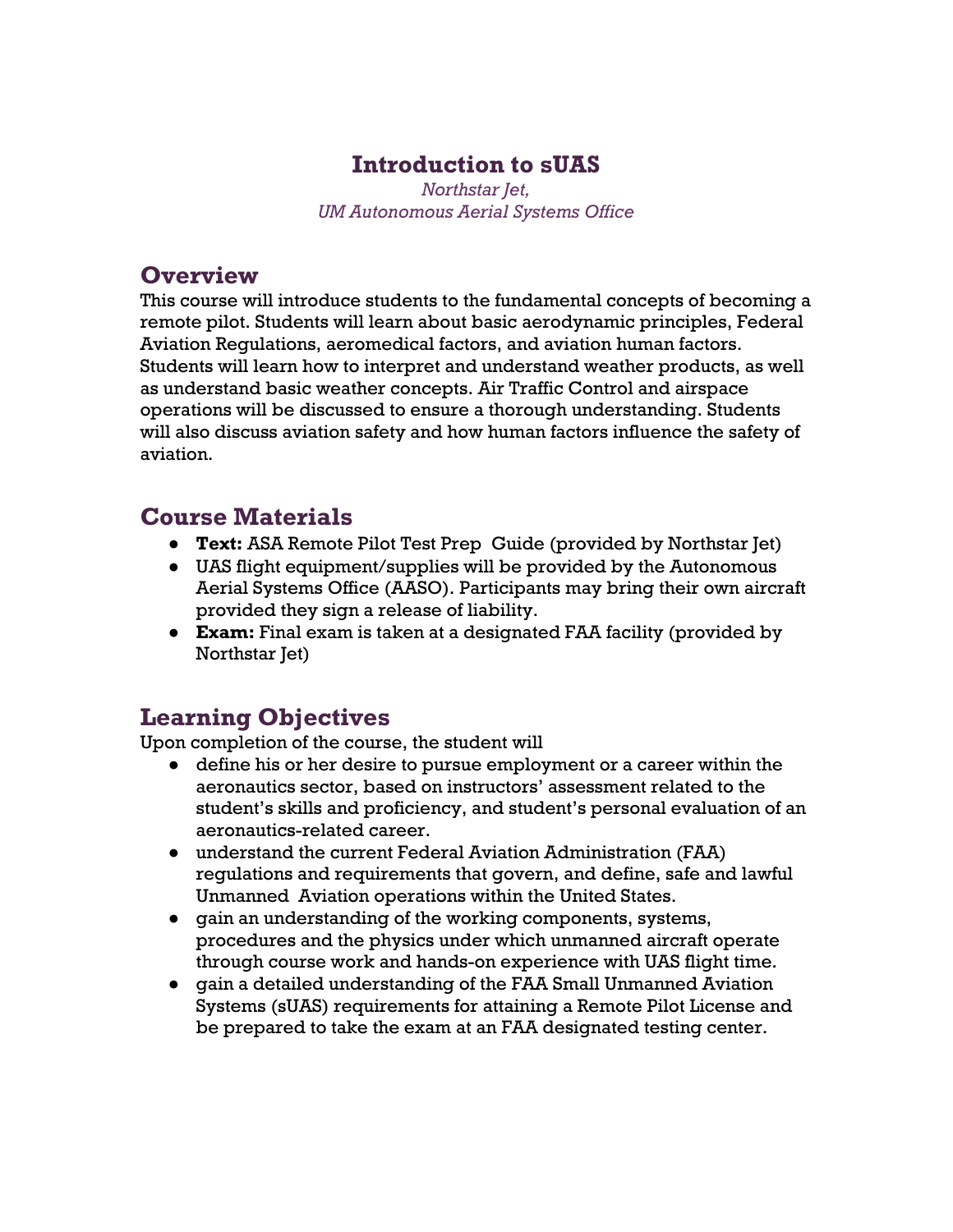# Introduction to sUAS

*Northstar Jet,*
*UM Autonomous Aerial Systems Office*

## Overview

This course will introduce students to the fundamental concepts of becoming a remote pilot. Students will learn about basic aerodynamic principles, Federal Aviation Regulations, aeromedical factors, and aviation human factors. Students will learn how to interpret and understand weather products, as well as understand basic weather concepts. Air Traffic Control and airspace operations will be discussed to ensure a thorough understanding. Students will also discuss aviation safety and how human factors influence the safety of aviation.

## Course Materials

- **Text:** ASA Remote Pilot Test Prep Guide (provided by Northstar Jet)
- UAS flight equipment/supplies will be provided by the Autonomous Aerial Systems Office (AASO). Participants may bring their own aircraft provided they sign a release of liability.
- **Exam:** Final exam is taken at a designated FAA facility (provided by Northstar Jet)

## Learning Objectives

Upon completion of the course, the student will

- define his or her desire to pursue employment or a career within the aeronautics sector, based on instructors' assessment related to the student's skills and proficiency, and student's personal evaluation of an aeronautics-related career.
- understand the current Federal Aviation Administration (FAA) regulations and requirements that govern, and define, safe and lawful Unmanned Aviation operations within the United States.
- gain an understanding of the working components, systems, procedures and the physics under which unmanned aircraft operate through course work and hands-on experience with UAS flight time.
- gain a detailed understanding of the FAA Small Unmanned Aviation Systems (sUAS) requirements for attaining a Remote Pilot License and be prepared to take the exam at an FAA designated testing center.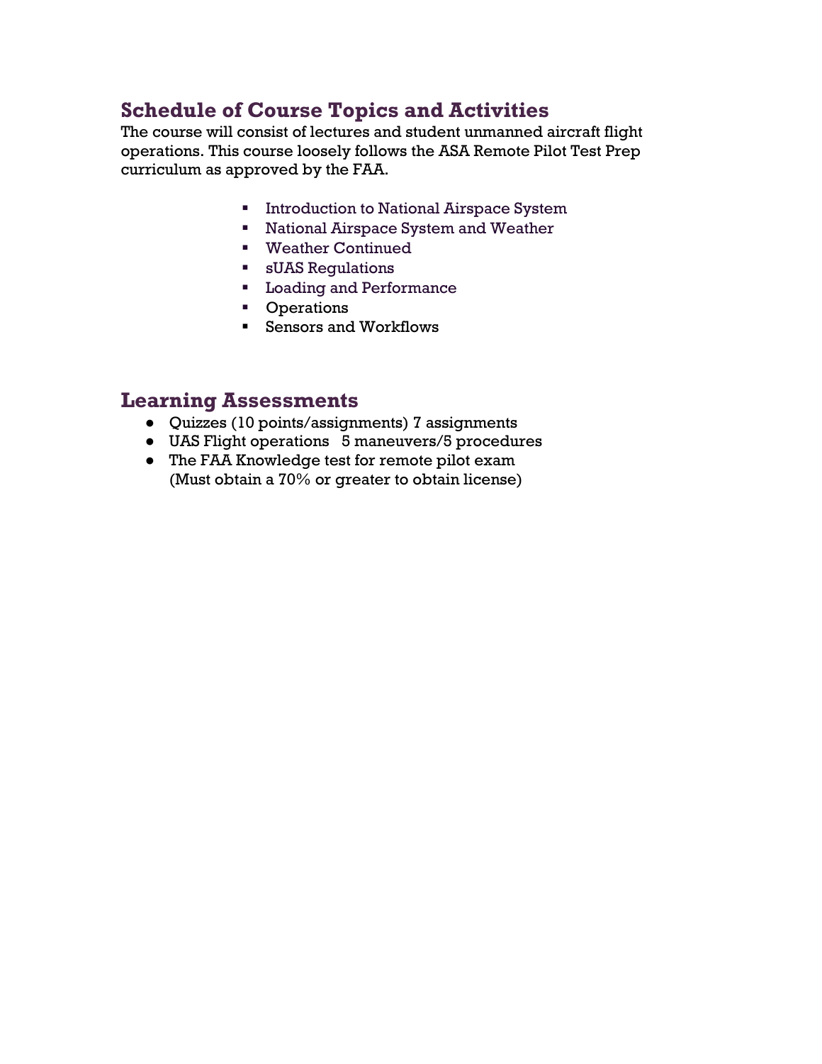## Schedule of Course Topics and Activities

The course will consist of lectures and student unmanned aircraft flight operations. This course loosely follows the ASA Remote Pilot Test Prep curriculum as approved by the FAA.

- Introduction to National Airspace System
- National Airspace System and Weather
- Weather Continued
- sUAS Regulations
- Loading and Performance
- Operations
- Sensors and Workflows

## Learning Assessments

- Quizzes (10 points/assignments) 7 assignments
- UAS Flight operations 5 maneuvers/5 procedures
- The FAA Knowledge test for remote pilot exam (Must obtain a 70% or greater to obtain license)